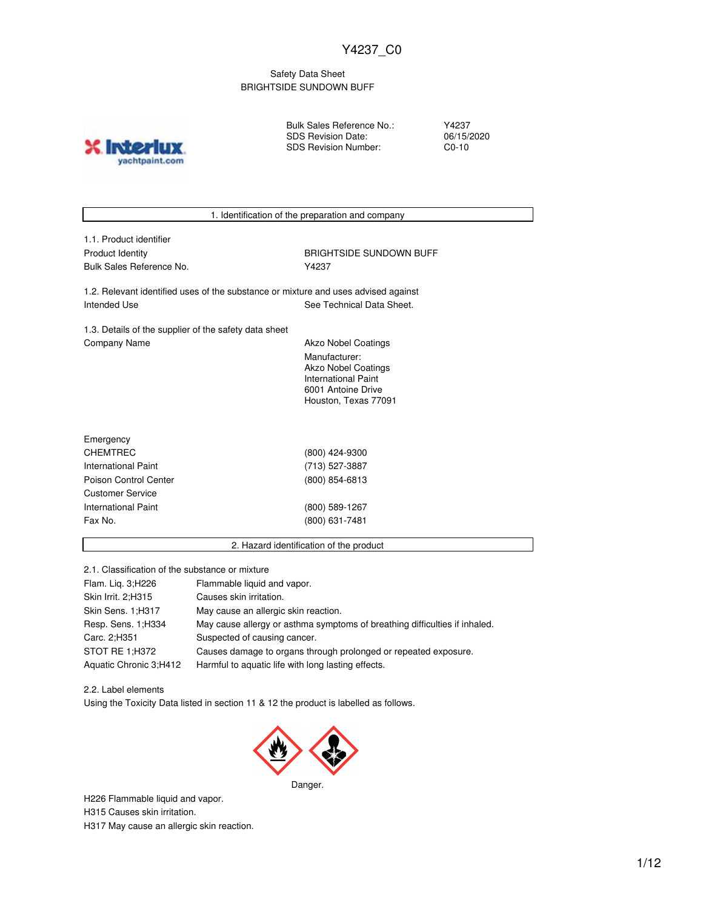Y4237_C0

Safety Data Sheet
BRIGHTSIDE SUNDOWN BUFF

| | |
|---|---|
| Bulk Sales Reference No.: | Y4237 |
| SDS Revision Date: | 06/15/2020 |
| SDS Revision Number: | C0-10 |

## 1. Identification of the preparation and company

**1.1. Product identifier**

| | |
|---|---|
| Product Identity | BRIGHTSIDE SUNDOWN BUFF |
| Bulk Sales Reference No. | Y4237 |

**1.2. Relevant identified uses of the substance or mixture and uses advised against**

| | |
|---|---|
| Intended Use | See Technical Data Sheet. |

**1.3. Details of the supplier of the safety data sheet**

| | |
|---|---|
| Company Name | Akzo Nobel Coatings<br>Manufacturer:<br>Akzo Nobel Coatings<br>International Paint<br>6001 Antoine Drive<br>Houston, Texas 77091 |

| | |
|---|---|
| Emergency | |
| CHEMTREC | (800) 424-9300 |
| International Paint | (713) 527-3887 |
| Poison Control Center | (800) 854-6813 |
| Customer Service | |
| International Paint | (800) 589-1267 |
| Fax No. | (800) 631-7481 |

## 2. Hazard identification of the product

**2.1. Classification of the substance or mixture**

| | |
|---|---|
| Flam. Liq. 3;H226 | Flammable liquid and vapor. |
| Skin Irrit. 2;H315 | Causes skin irritation. |
| Skin Sens. 1;H317 | May cause an allergic skin reaction. |
| Resp. Sens. 1;H334 | May cause allergy or asthma symptoms of breathing difficulties if inhaled. |
| Carc. 2;H351 | Suspected of causing cancer. |
| STOT RE 1;H372 | Causes damage to organs through prolonged or repeated exposure. |
| Aquatic Chronic 3;H412 | Harmful to aquatic life with long lasting effects. |

**2.2. Label elements**

Using the Toxicity Data listed in section 11 & 12 the product is labelled as follows.

Danger.

H226 Flammable liquid and vapor.
H315 Causes skin irritation.
H317 May cause an allergic skin reaction.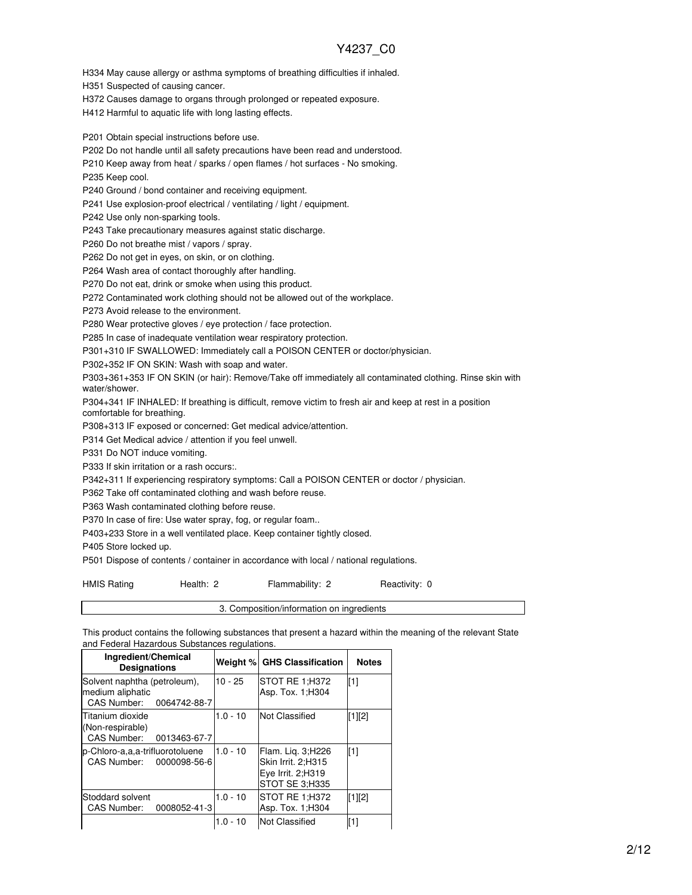H334 May cause allergy or asthma symptoms of breathing difficulties if inhaled.

H351 Suspected of causing cancer.

H372 Causes damage to organs through prolonged or repeated exposure.

H412 Harmful to aquatic life with long lasting effects.

P201 Obtain special instructions before use.

P202 Do not handle until all safety precautions have been read and understood.

P210 Keep away from heat / sparks / open flames / hot surfaces - No smoking.

P235 Keep cool.

P240 Ground / bond container and receiving equipment.

P241 Use explosion-proof electrical / ventilating / light / equipment.

P242 Use only non-sparking tools.

P243 Take precautionary measures against static discharge.

P260 Do not breathe mist / vapors / spray.

P262 Do not get in eyes, on skin, or on clothing.

P264 Wash area of contact thoroughly after handling.

P270 Do not eat, drink or smoke when using this product.

P272 Contaminated work clothing should not be allowed out of the workplace.

P273 Avoid release to the environment.

P280 Wear protective gloves / eye protection / face protection.

P285 In case of inadequate ventilation wear respiratory protection.

P301+310 IF SWALLOWED: Immediately call a POISON CENTER or doctor/physician.

P302+352 IF ON SKIN: Wash with soap and water.

P303+361+353 IF ON SKIN (or hair): Remove/Take off immediately all contaminated clothing. Rinse skin with water/shower.

P304+341 IF INHALED: If breathing is difficult, remove victim to fresh air and keep at rest in a position comfortable for breathing.

P308+313 IF exposed or concerned: Get medical advice/attention.

P314 Get Medical advice / attention if you feel unwell.

P331 Do NOT induce vomiting.

P333 If skin irritation or a rash occurs:.

P342+311 If experiencing respiratory symptoms: Call a POISON CENTER or doctor / physician.

P362 Take off contaminated clothing and wash before reuse.

P363 Wash contaminated clothing before reuse.

P370 In case of fire: Use water spray, fog, or regular foam..

P403+233 Store in a well ventilated place. Keep container tightly closed.

P405 Store locked up.

P501 Dispose of contents / container in accordance with local / national regulations.

HMIS Rating | Health: 2 | Flammability: 2 | Reactivity: 0

## 3. Composition/information on ingredients

This product contains the following substances that present a hazard within the meaning of the relevant State and Federal Hazardous Substances regulations.

| Ingredient/Chemical Designations | Weight % | GHS Classification | Notes |
|---|---|---|---|
| Solvent naphtha (petroleum), medium aliphatic<br>CAS Number: 0064742-88-7 | 10 - 25 | STOT RE 1;H372<br>Asp. Tox. 1;H304 | [1] |
| Titanium dioxide (Non-respirable)<br>CAS Number: 0013463-67-7 | 1.0 - 10 | Not Classified | [1][2] |
| p-Chloro-a,a,a-trifluorotoluene<br>CAS Number: 0000098-56-6 | 1.0 - 10 | Flam. Liq. 3;H226<br>Skin Irrit. 2;H315<br>Eye Irrit. 2;H319<br>STOT SE 3;H335 | [1] |
| Stoddard solvent<br>CAS Number: 0008052-41-3 | 1.0 - 10 | STOT RE 1;H372<br>Asp. Tox. 1;H304 | [1][2] |
| | 1.0 - 10 | Not Classified | [1] |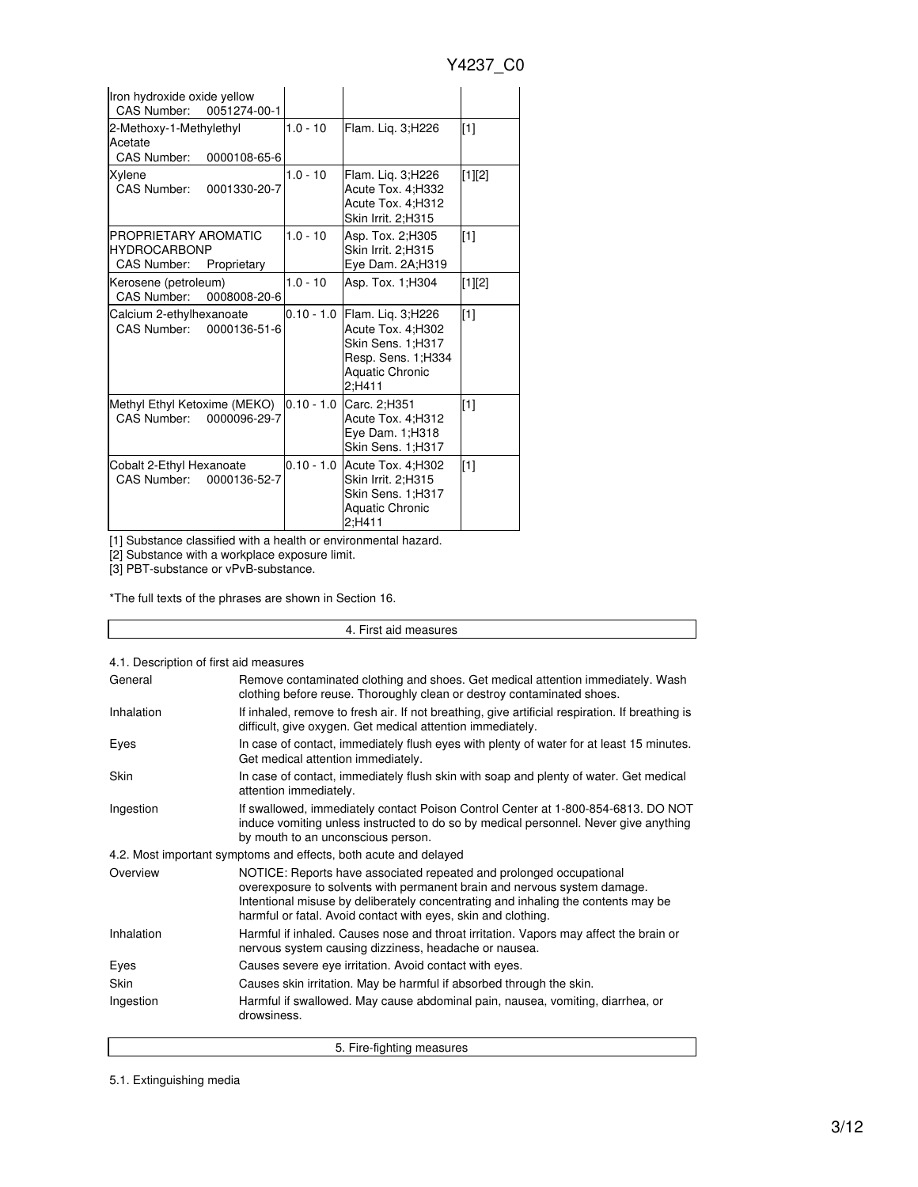| | | | |
|---|---|---|---|
| Iron hydroxide oxide yellow<br>CAS Number: 0051274-00-1 | | | |
| 2-Methoxy-1-Methylethyl Acetate<br>CAS Number: 0000108-65-6 | 1.0 - 10 | Flam. Liq. 3;H226 | [1] |
| Xylene<br>CAS Number: 0001330-20-7 | 1.0 - 10 | Flam. Liq. 3;H226<br>Acute Tox. 4;H332<br>Acute Tox. 4;H312<br>Skin Irrit. 2;H315 | [1][2] |
| PROPRIETARY AROMATIC HYDROCARBONP<br>CAS Number: Proprietary | 1.0 - 10 | Asp. Tox. 2;H305<br>Skin Irrit. 2;H315<br>Eye Dam. 2A;H319 | [1] |
| Kerosene (petroleum)<br>CAS Number: 0008008-20-6 | 1.0 - 10 | Asp. Tox. 1;H304 | [1][2] |
| Calcium 2-ethylhexanoate<br>CAS Number: 0000136-51-6 | 0.10 - 1.0 | Flam. Liq. 3;H226<br>Acute Tox. 4;H302<br>Skin Sens. 1;H317<br>Resp. Sens. 1;H334<br>Aquatic Chronic 2;H411 | [1] |
| Methyl Ethyl Ketoxime (MEKO)<br>CAS Number: 0000096-29-7 | 0.10 - 1.0 | Carc. 2;H351<br>Acute Tox. 4;H312<br>Eye Dam. 1;H318<br>Skin Sens. 1;H317 | [1] |
| Cobalt 2-Ethyl Hexanoate<br>CAS Number: 0000136-52-7 | 0.10 - 1.0 | Acute Tox. 4;H302<br>Skin Irrit. 2;H315<br>Skin Sens. 1;H317<br>Aquatic Chronic 2;H411 | [1] |

[1] Substance classified with a health or environmental hazard.
[2] Substance with a workplace exposure limit.
[3] PBT-substance or vPvB-substance.

*The full texts of the phrases are shown in Section 16.

## 4. First aid measures

4.1. Description of first aid measures

| | |
|---|---|
| General | Remove contaminated clothing and shoes. Get medical attention immediately. Wash clothing before reuse. Thoroughly clean or destroy contaminated shoes. |
| Inhalation | If inhaled, remove to fresh air. If not breathing, give artificial respiration. If breathing is difficult, give oxygen. Get medical attention immediately. |
| Eyes | In case of contact, immediately flush eyes with plenty of water for at least 15 minutes. Get medical attention immediately. |
| Skin | In case of contact, immediately flush skin with soap and plenty of water. Get medical attention immediately. |
| Ingestion | If swallowed, immediately contact Poison Control Center at 1-800-854-6813. DO NOT induce vomiting unless instructed to do so by medical personnel. Never give anything by mouth to an unconscious person. |

4.2. Most important symptoms and effects, both acute and delayed

| | |
|---|---|
| Overview | NOTICE: Reports have associated repeated and prolonged occupational overexposure to solvents with permanent brain and nervous system damage. Intentional misuse by deliberately concentrating and inhaling the contents may be harmful or fatal. Avoid contact with eyes, skin and clothing. |
| Inhalation | Harmful if inhaled. Causes nose and throat irritation. Vapors may affect the brain or nervous system causing dizziness, headache or nausea. |
| Eyes | Causes severe eye irritation. Avoid contact with eyes. |
| Skin | Causes skin irritation. May be harmful if absorbed through the skin. |
| Ingestion | Harmful if swallowed. May cause abdominal pain, nausea, vomiting, diarrhea, or drowsiness. |

## 5. Fire-fighting measures

5.1. Extinguishing media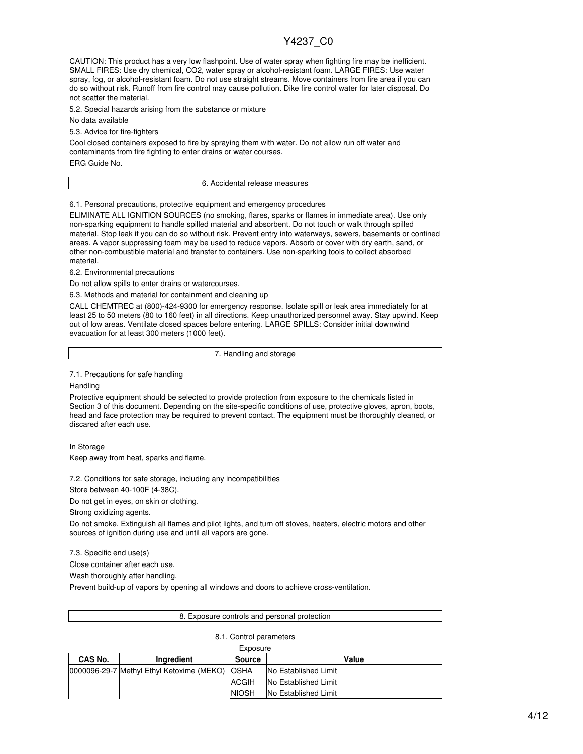CAUTION: This product has a very low flashpoint. Use of water spray when fighting fire may be inefficient. SMALL FIRES: Use dry chemical, CO2, water spray or alcohol-resistant foam. LARGE FIRES: Use water spray, fog, or alcohol-resistant foam. Do not use straight streams. Move containers from fire area if you can do so without risk. Runoff from fire control may cause pollution. Dike fire control water for later disposal. Do not scatter the material.

5.2. Special hazards arising from the substance or mixture

No data available

5.3. Advice for fire-fighters

Cool closed containers exposed to fire by spraying them with water. Do not allow run off water and contaminants from fire fighting to enter drains or water courses.

ERG Guide No.

## 6. Accidental release measures

6.1. Personal precautions, protective equipment and emergency procedures

ELIMINATE ALL IGNITION SOURCES (no smoking, flares, sparks or flames in immediate area). Use only non-sparking equipment to handle spilled material and absorbent. Do not touch or walk through spilled material. Stop leak if you can do so without risk. Prevent entry into waterways, sewers, basements or confined areas. A vapor suppressing foam may be used to reduce vapors. Absorb or cover with dry earth, sand, or other non-combustible material and transfer to containers. Use non-sparking tools to collect absorbed material.

6.2. Environmental precautions

Do not allow spills to enter drains or watercourses.

6.3. Methods and material for containment and cleaning up

CALL CHEMTREC at (800)-424-9300 for emergency response. Isolate spill or leak area immediately for at least 25 to 50 meters (80 to 160 feet) in all directions. Keep unauthorized personnel away. Stay upwind. Keep out of low areas. Ventilate closed spaces before entering. LARGE SPILLS: Consider initial downwind evacuation for at least 300 meters (1000 feet).

## 7. Handling and storage

7.1. Precautions for safe handling

Handling

Protective equipment should be selected to provide protection from exposure to the chemicals listed in Section 3 of this document. Depending on the site-specific conditions of use, protective gloves, apron, boots, head and face protection may be required to prevent contact. The equipment must be thoroughly cleaned, or discared after each use.

In Storage

Keep away from heat, sparks and flame.

7.2. Conditions for safe storage, including any incompatibilities

Store between 40-100F (4-38C).

Do not get in eyes, on skin or clothing.

Strong oxidizing agents.

Do not smoke. Extinguish all flames and pilot lights, and turn off stoves, heaters, electric motors and other sources of ignition during use and until all vapors are gone.

7.3. Specific end use(s)

Close container after each use.

Wash thoroughly after handling.

Prevent build-up of vapors by opening all windows and doors to achieve cross-ventilation.

## 8. Exposure controls and personal protection

8.1. Control parameters

Exposure

| CAS No. | Ingredient | Source | Value |
|---|---|---|---|
| 0000096-29-7 | Methyl Ethyl Ketoxime (MEKO) | OSHA | No Established Limit |
| | | ACGIH | No Established Limit |
| | | NIOSH | No Established Limit |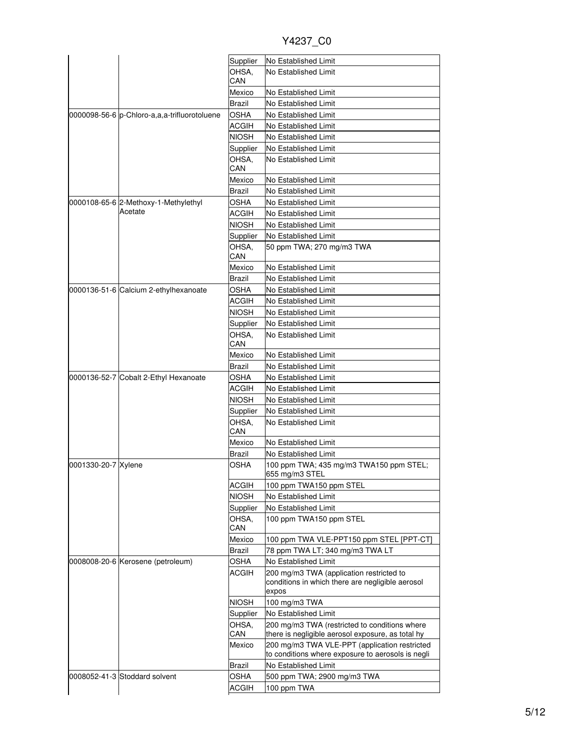| | | Supplier | No Established Limit |
|---|---|---|---|
| | | OHSA, CAN | No Established Limit |
| | | Mexico | No Established Limit |
| | | Brazil | No Established Limit |
| 0000098-56-6 | p-Chloro-a,a,a-trifluorotoluene | OSHA | No Established Limit |
| | | ACGIH | No Established Limit |
| | | NIOSH | No Established Limit |
| | | Supplier | No Established Limit |
| | | OHSA, CAN | No Established Limit |
| | | Mexico | No Established Limit |
| | | Brazil | No Established Limit |
| 0000108-65-6 | 2-Methoxy-1-Methylethyl Acetate | OSHA | No Established Limit |
| | | ACGIH | No Established Limit |
| | | NIOSH | No Established Limit |
| | | Supplier | No Established Limit |
| | | OHSA, CAN | 50 ppm TWA; 270 mg/m3 TWA |
| | | Mexico | No Established Limit |
| | | Brazil | No Established Limit |
| 0000136-51-6 | Calcium 2-ethylhexanoate | OSHA | No Established Limit |
| | | ACGIH | No Established Limit |
| | | NIOSH | No Established Limit |
| | | Supplier | No Established Limit |
| | | OHSA, CAN | No Established Limit |
| | | Mexico | No Established Limit |
| | | Brazil | No Established Limit |
| 0000136-52-7 | Cobalt 2-Ethyl Hexanoate | OSHA | No Established Limit |
| | | ACGIH | No Established Limit |
| | | NIOSH | No Established Limit |
| | | Supplier | No Established Limit |
| | | OHSA, CAN | No Established Limit |
| | | Mexico | No Established Limit |
| | | Brazil | No Established Limit |
| 0001330-20-7 | Xylene | OSHA | 100 ppm TWA; 435 mg/m3 TWA150 ppm STEL; 655 mg/m3 STEL |
| | | ACGIH | 100 ppm TWA150 ppm STEL |
| | | NIOSH | No Established Limit |
| | | Supplier | No Established Limit |
| | | OHSA, CAN | 100 ppm TWA150 ppm STEL |
| | | Mexico | 100 ppm TWA VLE-PPT150 ppm STEL [PPT-CT] |
| | | Brazil | 78 ppm TWA LT; 340 mg/m3 TWA LT |
| 0008008-20-6 | Kerosene (petroleum) | OSHA | No Established Limit |
| | | ACGIH | 200 mg/m3 TWA (application restricted to conditions in which there are negligible aerosol expos |
| | | NIOSH | 100 mg/m3 TWA |
| | | Supplier | No Established Limit |
| | | OHSA, CAN | 200 mg/m3 TWA (restricted to conditions where there is negligible aerosol exposure, as total hy |
| | | Mexico | 200 mg/m3 TWA VLE-PPT (application restricted to conditions where exposure to aerosols is negli |
| | | Brazil | No Established Limit |
| 0008052-41-3 | Stoddard solvent | OSHA | 500 ppm TWA; 2900 mg/m3 TWA |
| | | ACGIH | 100 ppm TWA |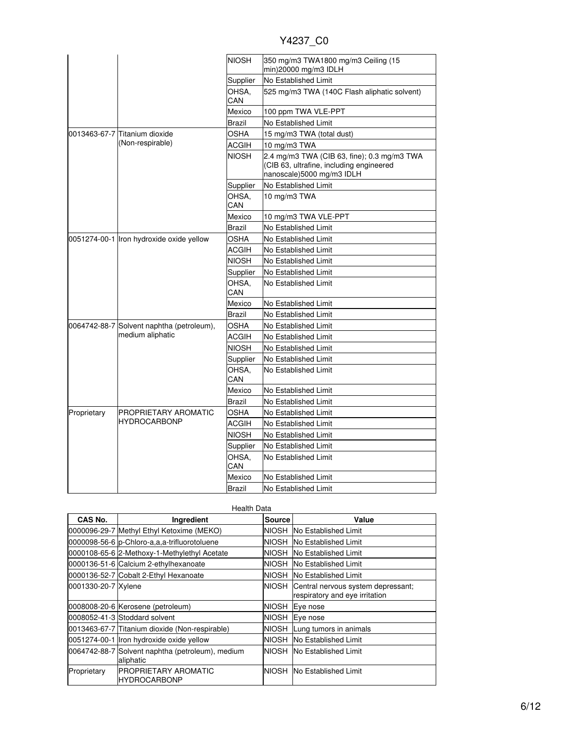| | | NIOSH | 350 mg/m3 TWA1800 mg/m3 Ceiling (15 min)20000 mg/m3 IDLH |
|---|---|---|---|
| | | Supplier | No Established Limit |
| | | OHSA, CAN | 525 mg/m3 TWA (140C Flash aliphatic solvent) |
| | | Mexico | 100 ppm TWA VLE-PPT |
| | | Brazil | No Established Limit |
| 0013463-67-7 | Titanium dioxide (Non-respirable) | OSHA | 15 mg/m3 TWA (total dust) |
| | | ACGIH | 10 mg/m3 TWA |
| | | NIOSH | 2.4 mg/m3 TWA (CIB 63, fine); 0.3 mg/m3 TWA (CIB 63, ultrafine, including engineered nanoscale)5000 mg/m3 IDLH |
| | | Supplier | No Established Limit |
| | | OHSA, CAN | 10 mg/m3 TWA |
| | | Mexico | 10 mg/m3 TWA VLE-PPT |
| | | Brazil | No Established Limit |
| 0051274-00-1 | Iron hydroxide oxide yellow | OSHA | No Established Limit |
| | | ACGIH | No Established Limit |
| | | NIOSH | No Established Limit |
| | | Supplier | No Established Limit |
| | | OHSA, CAN | No Established Limit |
| | | Mexico | No Established Limit |
| | | Brazil | No Established Limit |
| 0064742-88-7 | Solvent naphtha (petroleum), medium aliphatic | OSHA | No Established Limit |
| | | ACGIH | No Established Limit |
| | | NIOSH | No Established Limit |
| | | Supplier | No Established Limit |
| | | OHSA, CAN | No Established Limit |
| | | Mexico | No Established Limit |
| | | Brazil | No Established Limit |
| Proprietary | PROPRIETARY AROMATIC HYDROCARBONP | OSHA | No Established Limit |
| | | ACGIH | No Established Limit |
| | | NIOSH | No Established Limit |
| | | Supplier | No Established Limit |
| | | OHSA, CAN | No Established Limit |
| | | Mexico | No Established Limit |
| | | Brazil | No Established Limit |

Health Data

| CAS No. | Ingredient | Source | Value |
|---|---|---|---|
| 0000096-29-7 | Methyl Ethyl Ketoxime (MEKO) | NIOSH | No Established Limit |
| 0000098-56-6 | p-Chloro-a,a,a-trifluorotoluene | NIOSH | No Established Limit |
| 0000108-65-6 | 2-Methoxy-1-Methylethyl Acetate | NIOSH | No Established Limit |
| 0000136-51-6 | Calcium 2-ethylhexanoate | NIOSH | No Established Limit |
| 0000136-52-7 | Cobalt 2-Ethyl Hexanoate | NIOSH | No Established Limit |
| 0001330-20-7 | Xylene | NIOSH | Central nervous system depressant; respiratory and eye irritation |
| 0008008-20-6 | Kerosene (petroleum) | NIOSH | Eye nose |
| 0008052-41-3 | Stoddard solvent | NIOSH | Eye nose |
| 0013463-67-7 | Titanium dioxide (Non-respirable) | NIOSH | Lung tumors in animals |
| 0051274-00-1 | Iron hydroxide oxide yellow | NIOSH | No Established Limit |
| 0064742-88-7 | Solvent naphtha (petroleum), medium aliphatic | NIOSH | No Established Limit |
| Proprietary | PROPRIETARY AROMATIC HYDROCARBONP | NIOSH | No Established Limit |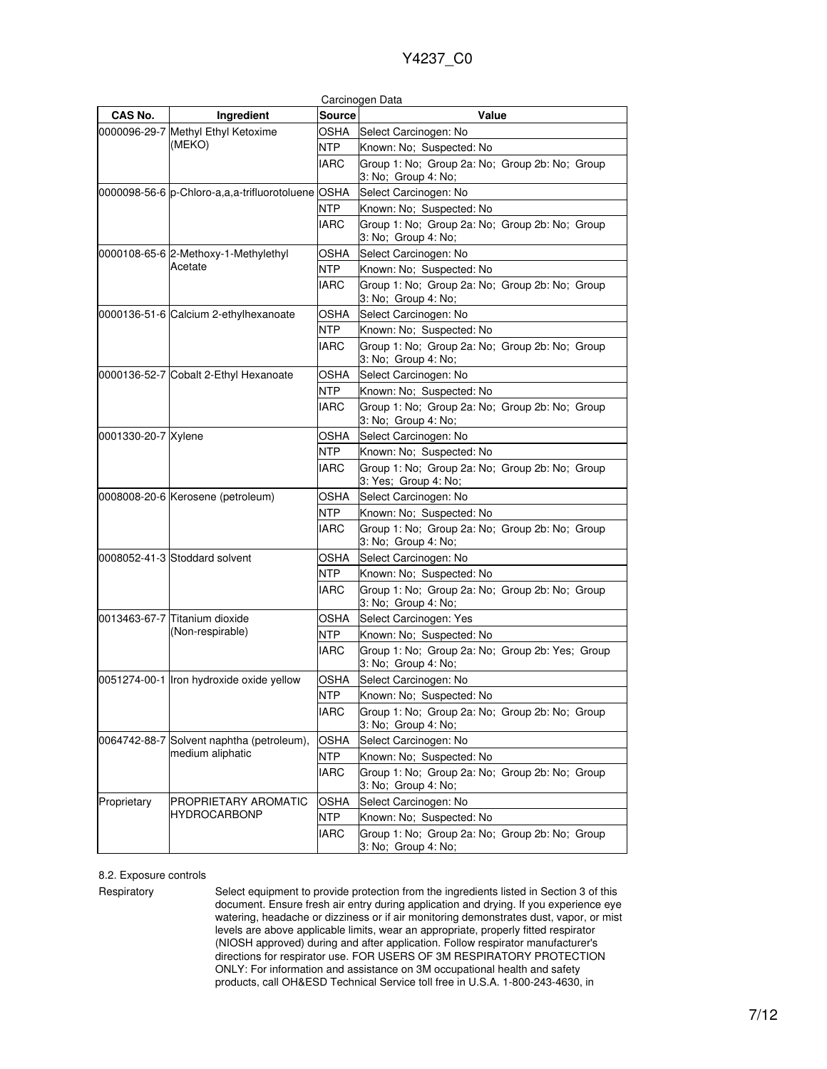Carcinogen Data

| CAS No. | Ingredient | Source | Value |
|---|---|---|---|
| 0000096-29-7 | Methyl Ethyl Ketoxime (MEKO) | OSHA | Select Carcinogen: No |
| | | NTP | Known: No; Suspected: No |
| | | IARC | Group 1: No; Group 2a: No; Group 2b: No; Group 3: No; Group 4: No; |
| 0000098-56-6 | p-Chloro-a,a,a-trifluorotoluene | OSHA | Select Carcinogen: No |
| | | NTP | Known: No; Suspected: No |
| | | IARC | Group 1: No; Group 2a: No; Group 2b: No; Group 3: No; Group 4: No; |
| 0000108-65-6 | 2-Methoxy-1-Methylethyl Acetate | OSHA | Select Carcinogen: No |
| | | NTP | Known: No; Suspected: No |
| | | IARC | Group 1: No; Group 2a: No; Group 2b: No; Group 3: No; Group 4: No; |
| 0000136-51-6 | Calcium 2-ethylhexanoate | OSHA | Select Carcinogen: No |
| | | NTP | Known: No; Suspected: No |
| | | IARC | Group 1: No; Group 2a: No; Group 2b: No; Group 3: No; Group 4: No; |
| 0000136-52-7 | Cobalt 2-Ethyl Hexanoate | OSHA | Select Carcinogen: No |
| | | NTP | Known: No; Suspected: No |
| | | IARC | Group 1: No; Group 2a: No; Group 2b: No; Group 3: No; Group 4: No; |
| 0001330-20-7 | Xylene | OSHA | Select Carcinogen: No |
| | | NTP | Known: No; Suspected: No |
| | | IARC | Group 1: No; Group 2a: No; Group 2b: No; Group 3: Yes; Group 4: No; |
| 0008008-20-6 | Kerosene (petroleum) | OSHA | Select Carcinogen: No |
| | | NTP | Known: No; Suspected: No |
| | | IARC | Group 1: No; Group 2a: No; Group 2b: No; Group 3: No; Group 4: No; |
| 0008052-41-3 | Stoddard solvent | OSHA | Select Carcinogen: No |
| | | NTP | Known: No; Suspected: No |
| | | IARC | Group 1: No; Group 2a: No; Group 2b: No; Group 3: No; Group 4: No; |
| 0013463-67-7 | Titanium dioxide (Non-respirable) | OSHA | Select Carcinogen: Yes |
| | | NTP | Known: No; Suspected: No |
| | | IARC | Group 1: No; Group 2a: No; Group 2b: Yes; Group 3: No; Group 4: No; |
| 0051274-00-1 | Iron hydroxide oxide yellow | OSHA | Select Carcinogen: No |
| | | NTP | Known: No; Suspected: No |
| | | IARC | Group 1: No; Group 2a: No; Group 2b: No; Group 3: No; Group 4: No; |
| 0064742-88-7 | Solvent naphtha (petroleum), medium aliphatic | OSHA | Select Carcinogen: No |
| | | NTP | Known: No; Suspected: No |
| | | IARC | Group 1: No; Group 2a: No; Group 2b: No; Group 3: No; Group 4: No; |
| Proprietary | PROPRIETARY AROMATIC HYDROCARBONP | OSHA | Select Carcinogen: No |
| | | NTP | Known: No; Suspected: No |
| | | IARC | Group 1: No; Group 2a: No; Group 2b: No; Group 3: No; Group 4: No; |

8.2. Exposure controls

Respiratory

Select equipment to provide protection from the ingredients listed in Section 3 of this document. Ensure fresh air entry during application and drying. If you experience eye watering, headache or dizziness or if air monitoring demonstrates dust, vapor, or mist levels are above applicable limits, wear an appropriate, properly fitted respirator (NIOSH approved) during and after application. Follow respirator manufacturer's directions for respirator use. FOR USERS OF 3M RESPIRATORY PROTECTION ONLY: For information and assistance on 3M occupational health and safety products, call OH&ESD Technical Service toll free in U.S.A. 1-800-243-4630, in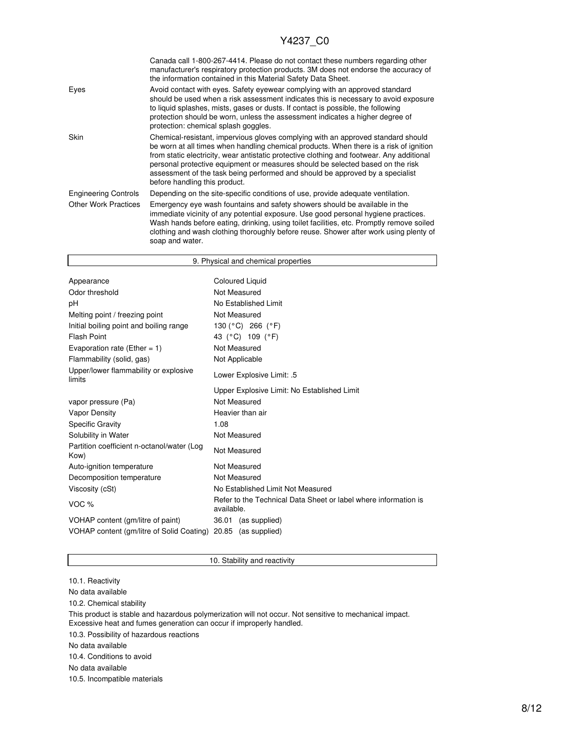| | |
|---|---|
| | Canada call 1-800-267-4414. Please do not contact these numbers regarding other manufacturer's respiratory protection products. 3M does not endorse the accuracy of the information contained in this Material Safety Data Sheet. |
| Eyes | Avoid contact with eyes. Safety eyewear complying with an approved standard should be used when a risk assessment indicates this is necessary to avoid exposure to liquid splashes, mists, gases or dusts. If contact is possible, the following protection should be worn, unless the assessment indicates a higher degree of protection: chemical splash goggles. |
| Skin | Chemical-resistant, impervious gloves complying with an approved standard should be worn at all times when handling chemical products. When there is a risk of ignition from static electricity, wear antistatic protective clothing and footwear. Any additional personal protective equipment or measures should be selected based on the risk assessment of the task being performed and should be approved by a specialist before handling this product. |
| Engineering Controls | Depending on the site-specific conditions of use, provide adequate ventilation. |
| Other Work Practices | Emergency eye wash fountains and safety showers should be available in the immediate vicinity of any potential exposure. Use good personal hygiene practices. Wash hands before eating, drinking, using toilet facilities, etc. Promptly remove soiled clothing and wash clothing thoroughly before reuse. Shower after work using plenty of soap and water. |

## 9. Physical and chemical properties

| | |
|---|---|
| Appearance | Coloured Liquid |
| Odor threshold | Not Measured |
| pH | No Established Limit |
| Melting point / freezing point | Not Measured |
| Initial boiling point and boiling range | 130 (°C) 266 (°F) |
| Flash Point | 43 (°C) 109 (°F) |
| Evaporation rate (Ether = 1) | Not Measured |
| Flammability (solid, gas) | Not Applicable |
| Upper/lower flammability or explosive limits | Lower Explosive Limit: .5 |
| | Upper Explosive Limit: No Established Limit |
| vapor pressure (Pa) | Not Measured |
| Vapor Density | Heavier than air |
| Specific Gravity | 1.08 |
| Solubility in Water | Not Measured |
| Partition coefficient n-octanol/water (Log Kow) | Not Measured |
| Auto-ignition temperature | Not Measured |
| Decomposition temperature | Not Measured |
| Viscosity (cSt) | No Established Limit Not Measured |
| VOC % | Refer to the Technical Data Sheet or label where information is available. |
| VOHAP content (gm/litre of paint) | 36.01 (as supplied) |
| VOHAP content (gm/litre of Solid Coating) | 20.85 (as supplied) |

## 10. Stability and reactivity

10.1. Reactivity

No data available

10.2. Chemical stability

This product is stable and hazardous polymerization will not occur. Not sensitive to mechanical impact. Excessive heat and fumes generation can occur if improperly handled.

10.3. Possibility of hazardous reactions

No data available

10.4. Conditions to avoid

No data available

10.5. Incompatible materials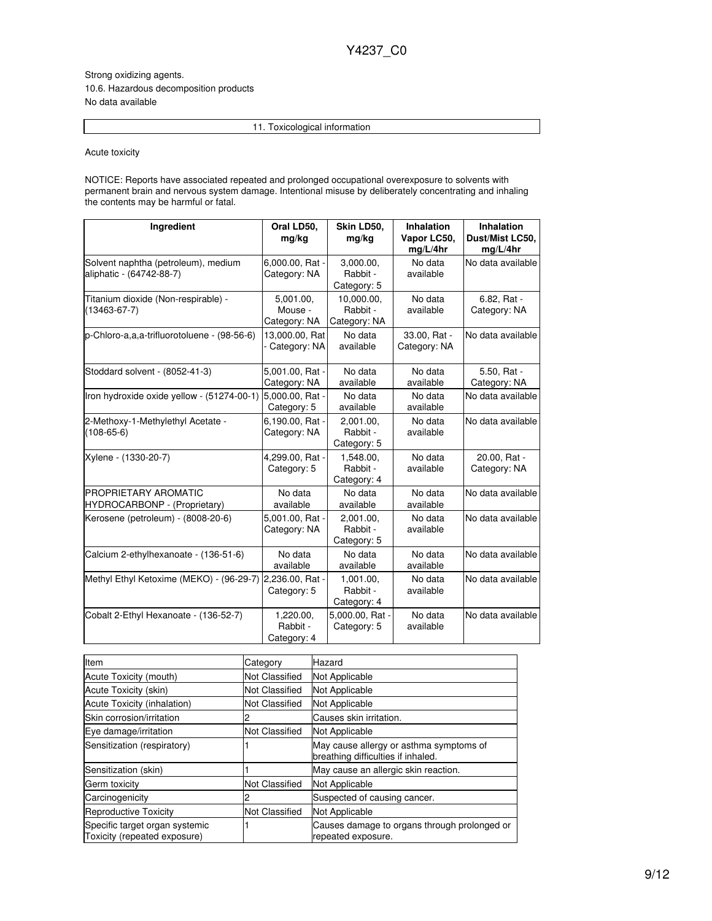Strong oxidizing agents.

10.6. Hazardous decomposition products

No data available

## 11. Toxicological information

Acute toxicity

NOTICE: Reports have associated repeated and prolonged occupational overexposure to solvents with permanent brain and nervous system damage. Intentional misuse by deliberately concentrating and inhaling the contents may be harmful or fatal.

| Ingredient | Oral LD50, mg/kg | Skin LD50, mg/kg | Inhalation Vapor LC50, mg/L/4hr | Inhalation Dust/Mist LC50, mg/L/4hr |
|---|---|---|---|---|
| Solvent naphtha (petroleum), medium aliphatic - (64742-88-7) | 6,000.00, Rat - Category: NA | 3,000.00, Rabbit - Category: 5 | No data available | No data available |
| Titanium dioxide (Non-respirable) - (13463-67-7) | 5,001.00, Mouse - Category: NA | 10,000.00, Rabbit - Category: NA | No data available | 6.82, Rat - Category: NA |
| p-Chloro-a,a,a-trifluorotoluene - (98-56-6) | 13,000.00, Rat - Category: NA | No data available | 33.00, Rat - Category: NA | No data available |
| Stoddard solvent - (8052-41-3) | 5,001.00, Rat - Category: NA | No data available | No data available | 5.50, Rat - Category: NA |
| Iron hydroxide oxide yellow - (51274-00-1) | 5,000.00, Rat - Category: 5 | No data available | No data available | No data available |
| 2-Methoxy-1-Methylethyl Acetate - (108-65-6) | 6,190.00, Rat - Category: NA | 2,001.00, Rabbit - Category: 5 | No data available | No data available |
| Xylene - (1330-20-7) | 4,299.00, Rat - Category: 5 | 1,548.00, Rabbit - Category: 4 | No data available | 20.00, Rat - Category: NA |
| PROPRIETARY AROMATIC HYDROCARBONP - (Proprietary) | No data available | No data available | No data available | No data available |
| Kerosene (petroleum) - (8008-20-6) | 5,001.00, Rat - Category: NA | 2,001.00, Rabbit - Category: 5 | No data available | No data available |
| Calcium 2-ethylhexanoate - (136-51-6) | No data available | No data available | No data available | No data available |
| Methyl Ethyl Ketoxime (MEKO) - (96-29-7) | 2,236.00, Rat - Category: 5 | 1,001.00, Rabbit - Category: 4 | No data available | No data available |
| Cobalt 2-Ethyl Hexanoate - (136-52-7) | 1,220.00, Rabbit - Category: 4 | 5,000.00, Rat - Category: 5 | No data available | No data available |

| Item | Category | Hazard |
|---|---|---|
| Acute Toxicity (mouth) | Not Classified | Not Applicable |
| Acute Toxicity (skin) | Not Classified | Not Applicable |
| Acute Toxicity (inhalation) | Not Classified | Not Applicable |
| Skin corrosion/irritation | 2 | Causes skin irritation. |
| Eye damage/irritation | Not Classified | Not Applicable |
| Sensitization (respiratory) | 1 | May cause allergy or asthma symptoms of breathing difficulties if inhaled. |
| Sensitization (skin) | 1 | May cause an allergic skin reaction. |
| Germ toxicity | Not Classified | Not Applicable |
| Carcinogenicity | 2 | Suspected of causing cancer. |
| Reproductive Toxicity | Not Classified | Not Applicable |
| Specific target organ systemic Toxicity (repeated exposure) | 1 | Causes damage to organs through prolonged or repeated exposure. |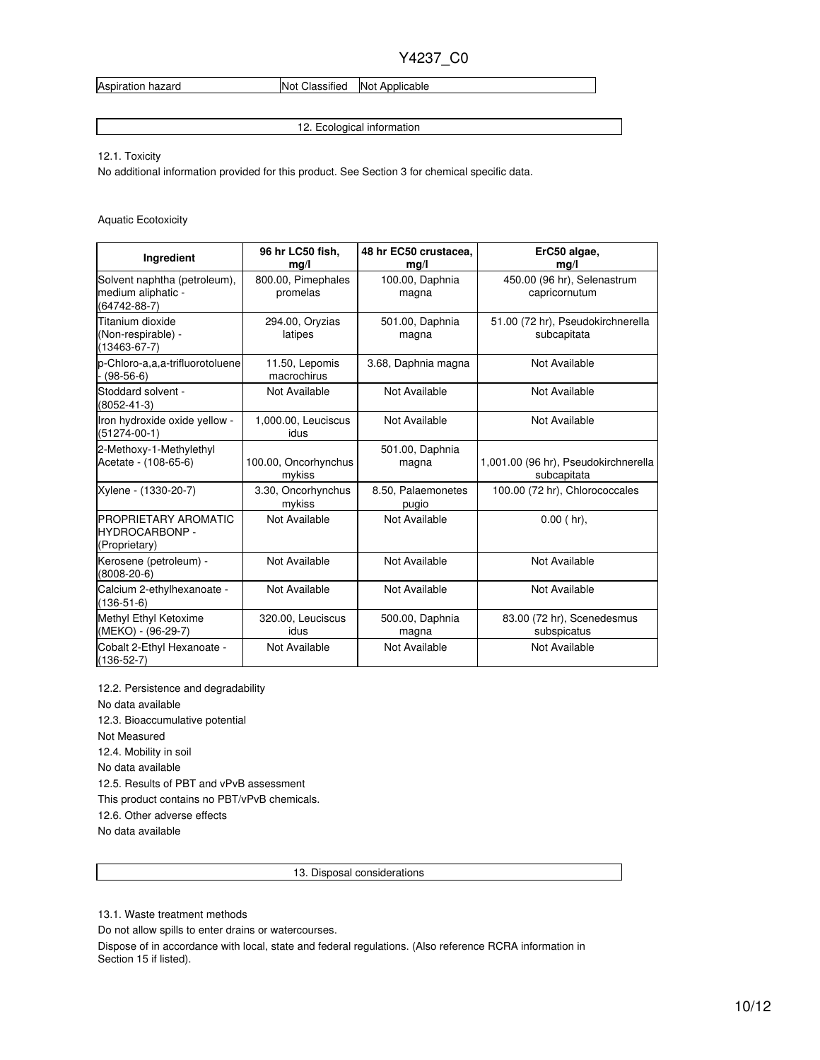| Aspiration hazard | Not Classified | Not Applicable |
| --- | --- | --- |

## 12. Ecological information

12.1. Toxicity

No additional information provided for this product. See Section 3 for chemical specific data.

Aquatic Ecotoxicity

| Ingredient | 96 hr LC50 fish, mg/l | 48 hr EC50 crustacea, mg/l | ErC50 algae, mg/l |
| --- | --- | --- | --- |
| Solvent naphtha (petroleum), medium aliphatic - (64742-88-7) | 800.00, Pimephales promelas | 100.00, Daphnia magna | 450.00 (96 hr), Selenastrum capricornutum |
| Titanium dioxide (Non-respirable) - (13463-67-7) | 294.00, Oryzias latipes | 501.00, Daphnia magna | 51.00 (72 hr), Pseudokirchnerella subcapitata |
| p-Chloro-a,a,a-trifluorotoluene - (98-56-6) | 11.50, Lepomis macrochirus | 3.68, Daphnia magna | Not Available |
| Stoddard solvent - (8052-41-3) | Not Available | Not Available | Not Available |
| Iron hydroxide oxide yellow - (51274-00-1) | 1,000.00, Leuciscus idus | Not Available | Not Available |
| 2-Methoxy-1-Methylethyl Acetate - (108-65-6) | 100.00, Oncorhynchus mykiss | 501.00, Daphnia magna | 1,001.00 (96 hr), Pseudokirchnerella subcapitata |
| Xylene - (1330-20-7) | 3.30, Oncorhynchus mykiss | 8.50, Palaemonetes pugio | 100.00 (72 hr), Chlorococcales |
| PROPRIETARY AROMATIC HYDROCARBONP - (Proprietary) | Not Available | Not Available | 0.00 ( hr), |
| Kerosene (petroleum) - (8008-20-6) | Not Available | Not Available | Not Available |
| Calcium 2-ethylhexanoate - (136-51-6) | Not Available | Not Available | Not Available |
| Methyl Ethyl Ketoxime (MEKO) - (96-29-7) | 320.00, Leuciscus idus | 500.00, Daphnia magna | 83.00 (72 hr), Scenedesmus subspicatus |
| Cobalt 2-Ethyl Hexanoate - (136-52-7) | Not Available | Not Available | Not Available |

12.2. Persistence and degradability

No data available

12.3. Bioaccumulative potential

Not Measured

12.4. Mobility in soil

No data available

12.5. Results of PBT and vPvB assessment

This product contains no PBT/vPvB chemicals.

12.6. Other adverse effects

No data available

## 13. Disposal considerations

13.1. Waste treatment methods

Do not allow spills to enter drains or watercourses.

Dispose of in accordance with local, state and federal regulations. (Also reference RCRA information in Section 15 if listed).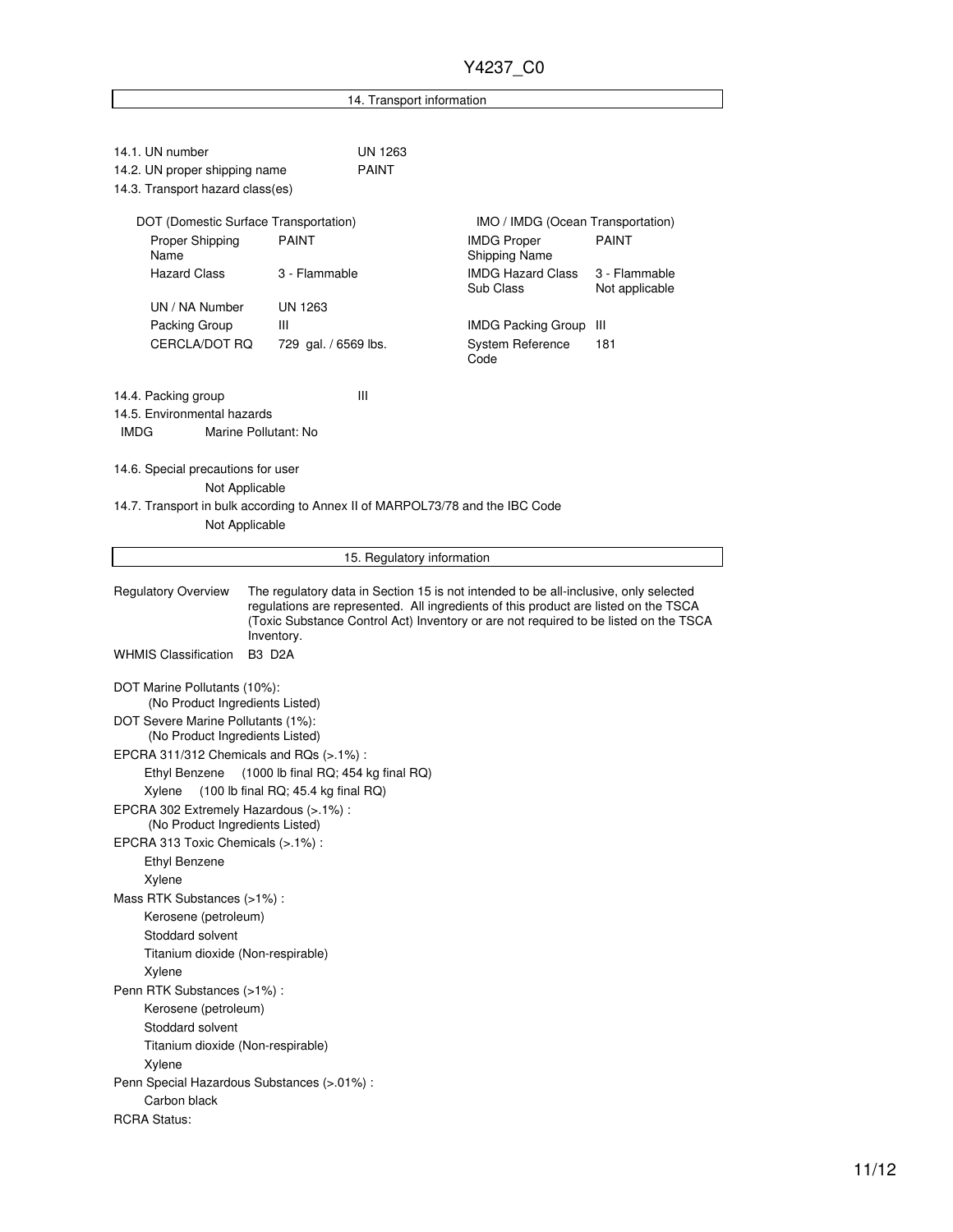## 14. Transport information

14.1. UN number UN 1263

14.2. UN proper shipping name PAINT

14.3. Transport hazard class(es)

| DOT (Domestic Surface Transportation) | | IMO / IMDG (Ocean Transportation) | |
|---|---|---|---|
| Proper Shipping Name | PAINT | IMDG Proper Shipping Name | PAINT |
| Hazard Class | 3 - Flammable | IMDG Hazard Class Sub Class | 3 - Flammable Not applicable |
| UN / NA Number | UN 1263 | | |
| Packing Group | III | IMDG Packing Group | III |
| CERCLA/DOT RQ | 729 gal. / 6569 lbs. | System Reference Code | 181 |

14.4. Packing group III

14.5. Environmental hazards

IMDG Marine Pollutant: No

14.6. Special precautions for user

Not Applicable

14.7. Transport in bulk according to Annex II of MARPOL73/78 and the IBC Code

Not Applicable

## 15. Regulatory information

**Regulatory Overview** The regulatory data in Section 15 is not intended to be all-inclusive, only selected regulations are represented. All ingredients of this product are listed on the TSCA (Toxic Substance Control Act) Inventory or are not required to be listed on the TSCA Inventory.

**WHMIS Classification** B3 D2A

DOT Marine Pollutants (10%):
(No Product Ingredients Listed)

DOT Severe Marine Pollutants (1%):
(No Product Ingredients Listed)

EPCRA 311/312 Chemicals and RQs (>.1%) :
- Ethyl Benzene (1000 lb final RQ; 454 kg final RQ)
- Xylene (100 lb final RQ; 45.4 kg final RQ)

EPCRA 302 Extremely Hazardous (>.1%) :
(No Product Ingredients Listed)

EPCRA 313 Toxic Chemicals (>.1%) :
- Ethyl Benzene
- Xylene

Mass RTK Substances (>1%) :
- Kerosene (petroleum)
- Stoddard solvent
- Titanium dioxide (Non-respirable)
- Xylene

Penn RTK Substances (>1%) :
- Kerosene (petroleum)
- Stoddard solvent
- Titanium dioxide (Non-respirable)
- Xylene

Penn Special Hazardous Substances (>.01%) :
- Carbon black

RCRA Status: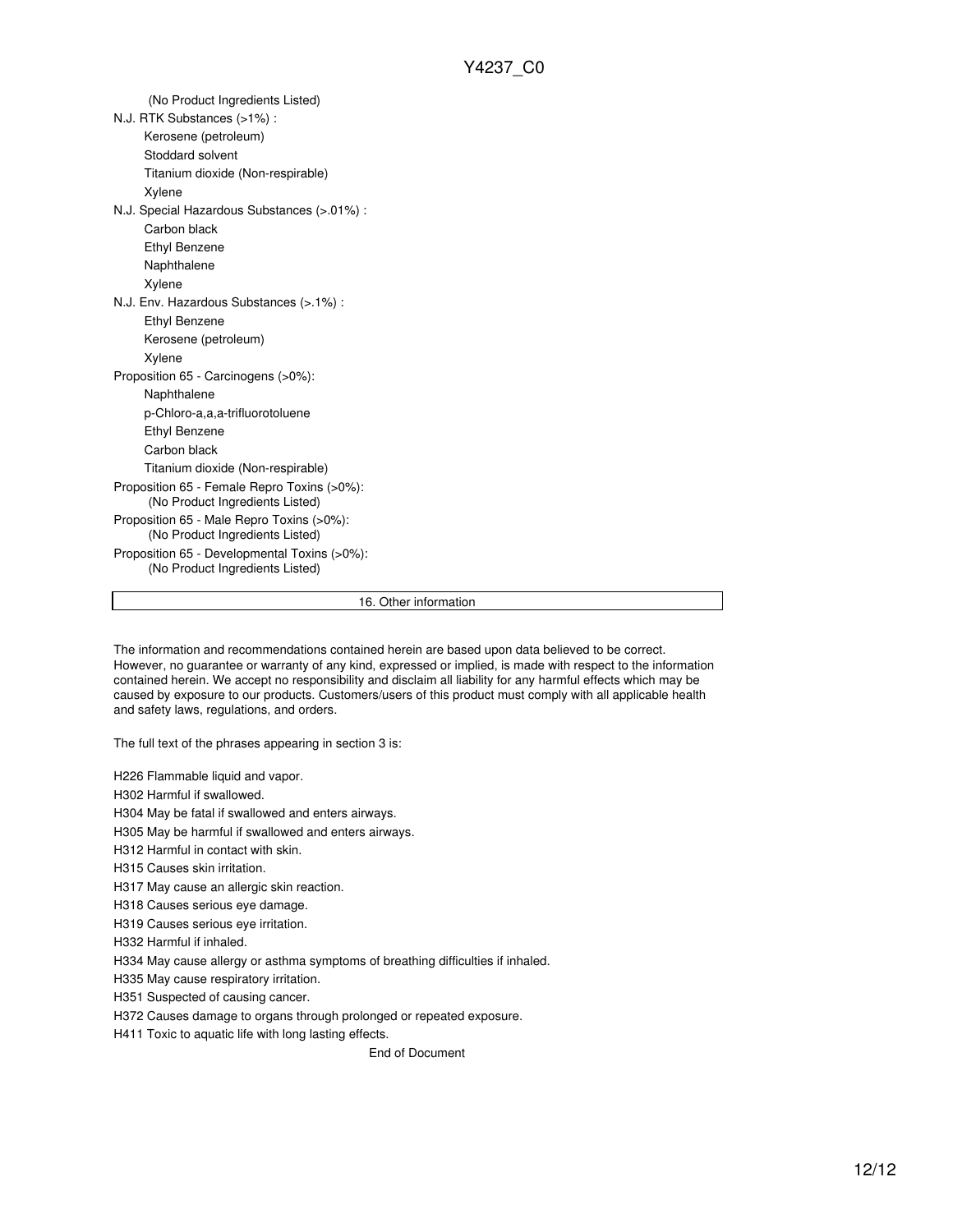(No Product Ingredients Listed)

N.J. RTK Substances (>1%) :

- Kerosene (petroleum)
- Stoddard solvent
- Titanium dioxide (Non-respirable)
- Xylene

N.J. Special Hazardous Substances (>.01%) :

- Carbon black
- Ethyl Benzene
- Naphthalene
- Xylene

N.J. Env. Hazardous Substances (>.1%) :

- Ethyl Benzene
- Kerosene (petroleum)
- Xylene

Proposition 65 - Carcinogens (>0%):

- Naphthalene
- p-Chloro-a,a,a-trifluorotoluene
- Ethyl Benzene
- Carbon black
- Titanium dioxide (Non-respirable)

Proposition 65 - Female Repro Toxins (>0%):
(No Product Ingredients Listed)

Proposition 65 - Male Repro Toxins (>0%):
(No Product Ingredients Listed)

Proposition 65 - Developmental Toxins (>0%):
(No Product Ingredients Listed)

## 16. Other information

The information and recommendations contained herein are based upon data believed to be correct. However, no guarantee or warranty of any kind, expressed or implied, is made with respect to the information contained herein. We accept no responsibility and disclaim all liability for any harmful effects which may be caused by exposure to our products. Customers/users of this product must comply with all applicable health and safety laws, regulations, and orders.

The full text of the phrases appearing in section 3 is:

H226 Flammable liquid and vapor.

H302 Harmful if swallowed.

H304 May be fatal if swallowed and enters airways.

H305 May be harmful if swallowed and enters airways.

H312 Harmful in contact with skin.

H315 Causes skin irritation.

H317 May cause an allergic skin reaction.

H318 Causes serious eye damage.

H319 Causes serious eye irritation.

H332 Harmful if inhaled.

H334 May cause allergy or asthma symptoms of breathing difficulties if inhaled.

H335 May cause respiratory irritation.

H351 Suspected of causing cancer.

H372 Causes damage to organs through prolonged or repeated exposure.

H411 Toxic to aquatic life with long lasting effects.

End of Document